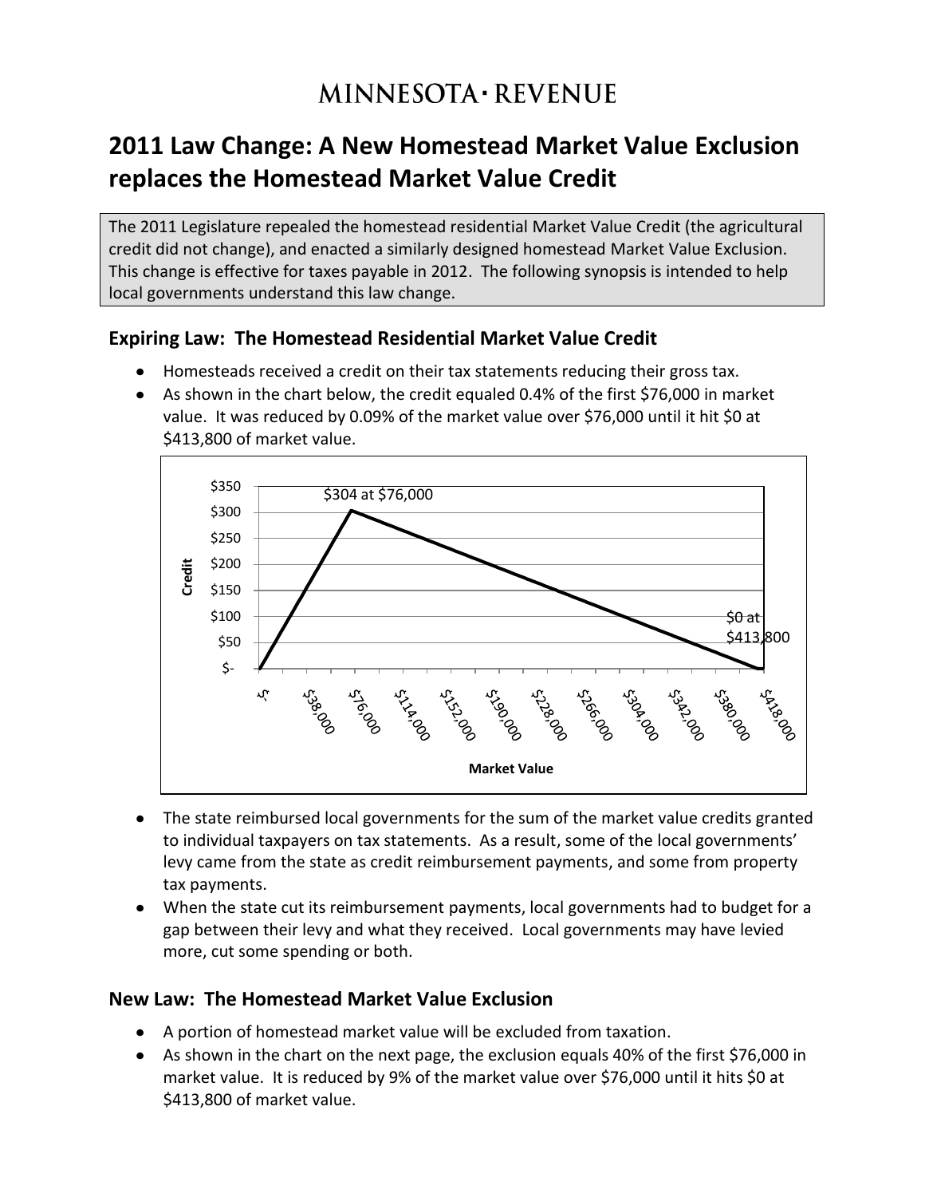# MINNESOTA · REVENUE

# 2011 Law Change: A New Homestead Market Value Exclusion replaces the Homestead Market Value Credit

The 2011 Legislature repealed the homestead residential Market Value Credit (the agricultural credit did not change), and enacted a similarly designed homestead Market Value Exclusion. This change is effective for taxes payable in 2012. The following synopsis is intended to help local governments understand this law change.

## Expiring Law: The Homestead Residential Market Value Credit

- Homesteads received a credit on their tax statements reducing their gross tax.
- As shown in the chart below, the credit equaled 0.4% of the first $76,000 in market value. It was reduced by 0.09% of the market value over $76,000 until it hit $0 at $413,800 of market value.

- The state reimbursed local governments for the sum of the market value credits granted to individual taxpayers on tax statements. As a result, some of the local governments' levy came from the state as credit reimbursement payments, and some from property tax payments.
- When the state cut its reimbursement payments, local governments had to budget for a gap between their levy and what they received. Local governments may have levied more, cut some spending or both.

## New Law: The Homestead Market Value Exclusion

- A portion of homestead market value will be excluded from taxation.
- As shown in the chart on the next page, the exclusion equals 40% of the first $76,000 in market value. It is reduced by 9% of the market value over $76,000 until it hits $0 at $413,800 of market value.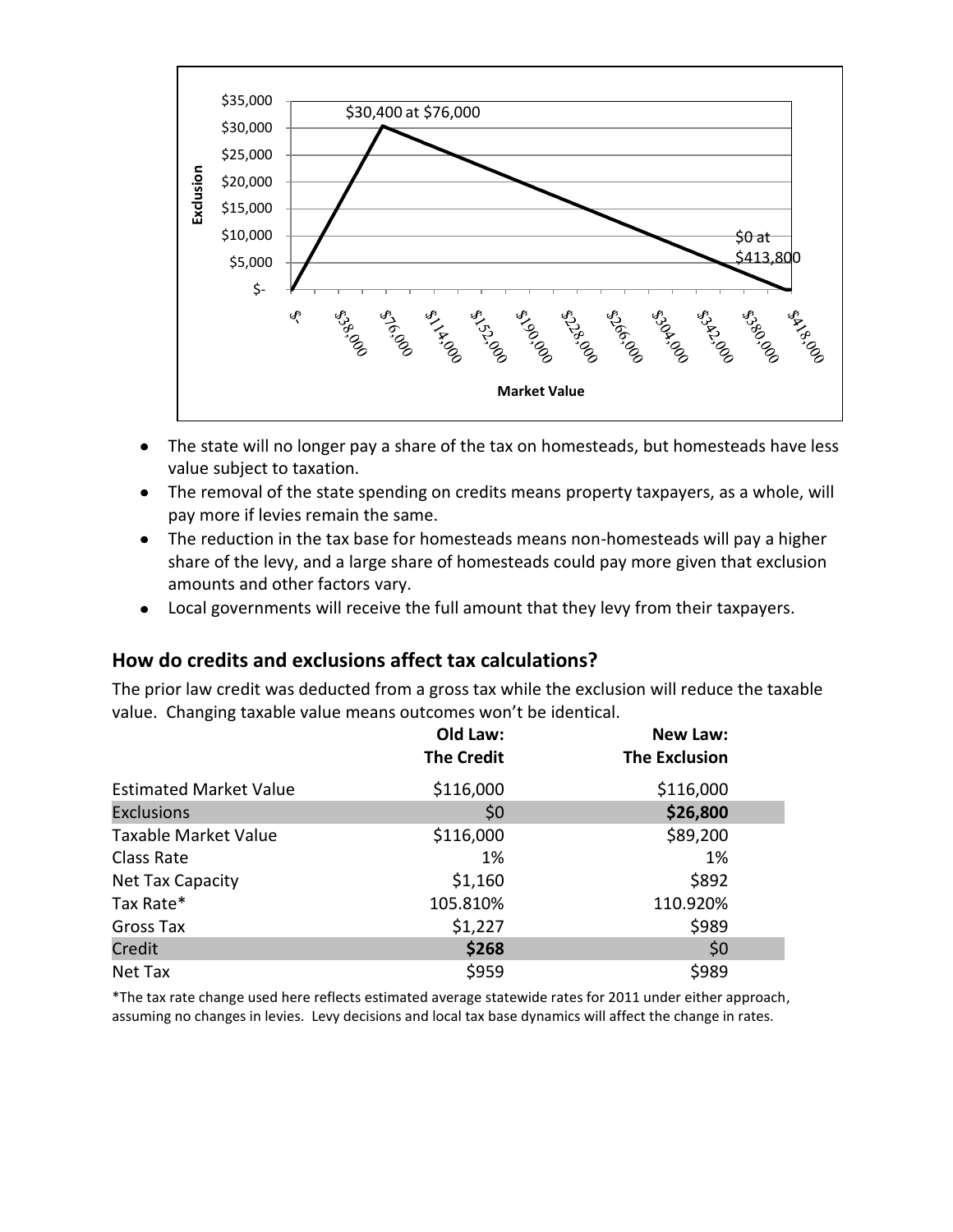- The state will no longer pay a share of the tax on homesteads, but homesteads have less value subject to taxation.
- The removal of the state spending on credits means property taxpayers, as a whole, will pay more if levies remain the same.
- The reduction in the tax base for homesteads means non-homesteads will pay a higher share of the levy, and a large share of homesteads could pay more given that exclusion amounts and other factors vary.
- Local governments will receive the full amount that they levy from their taxpayers.

## How do credits and exclusions affect tax calculations?

The prior law credit was deducted from a gross tax while the exclusion will reduce the taxable value. Changing taxable value means outcomes won't be identical.

| | Old Law: The Credit | New Law: The Exclusion |
|---|---|---|
| Estimated Market Value | $116,000 | $116,000 |
| Exclusions | $0 | **$26,800** |
| Taxable Market Value | $116,000 | $89,200 |
| Class Rate | 1% | 1% |
| Net Tax Capacity | $1,160 | $892 |
| Tax Rate* | 105.810% | 110.920% |
| Gross Tax | $1,227 | $989 |
| Credit | **$268** | $0 |
| Net Tax | $959 | $989 |

*The tax rate change used here reflects estimated average statewide rates for 2011 under either approach, assuming no changes in levies. Levy decisions and local tax base dynamics will affect the change in rates.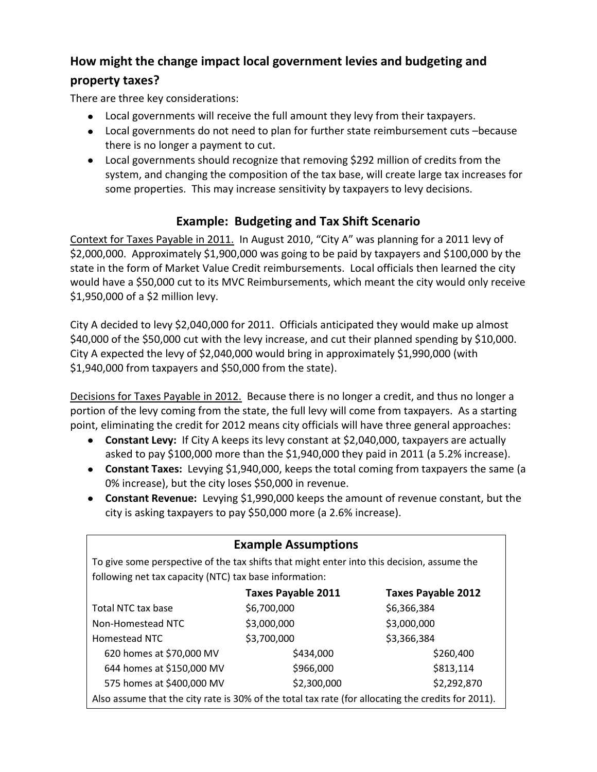## How might the change impact local government levies and budgeting and property taxes?

There are three key considerations:

- Local governments will receive the full amount they levy from their taxpayers.
- Local governments do not need to plan for further state reimbursement cuts –because there is no longer a payment to cut.
- Local governments should recognize that removing $292 million of credits from the system, and changing the composition of the tax base, will create large tax increases for some properties. This may increase sensitivity by taxpayers to levy decisions.

### Example: Budgeting and Tax Shift Scenario

<u>Context for Taxes Payable in 2011.</u> In August 2010, "City A" was planning for a 2011 levy of $2,000,000. Approximately $1,900,000 was going to be paid by taxpayers and $100,000 by the state in the form of Market Value Credit reimbursements. Local officials then learned the city would have a $50,000 cut to its MVC Reimbursements, which meant the city would only receive $1,950,000 of a $2 million levy.

City A decided to levy $2,040,000 for 2011. Officials anticipated they would make up almost $40,000 of the $50,000 cut with the levy increase, and cut their planned spending by $10,000. City A expected the levy of $2,040,000 would bring in approximately $1,990,000 (with $1,940,000 from taxpayers and $50,000 from the state).

<u>Decisions for Taxes Payable in 2012.</u> Because there is no longer a credit, and thus no longer a portion of the levy coming from the state, the full levy will come from taxpayers. As a starting point, eliminating the credit for 2012 means city officials will have three general approaches:

- **Constant Levy:** If City A keeps its levy constant at $2,040,000, taxpayers are actually asked to pay $100,000 more than the $1,940,000 they paid in 2011 (a 5.2% increase).
- **Constant Taxes:** Levying $1,940,000, keeps the total coming from taxpayers the same (a 0% increase), but the city loses $50,000 in revenue.
- **Constant Revenue:** Levying $1,990,000 keeps the amount of revenue constant, but the city is asking taxpayers to pay $50,000 more (a 2.6% increase).

### Example Assumptions

To give some perspective of the tax shifts that might enter into this decision, assume the following net tax capacity (NTC) tax base information:

| | Taxes Payable 2011 | Taxes Payable 2012 |
|---|---|---|
| Total NTC tax base | $6,700,000 | $6,366,384 |
| Non-Homestead NTC | $3,000,000 | $3,000,000 |
| Homestead NTC | $3,700,000 | $3,366,384 |
| 620 homes at $70,000 MV | $434,000 | $260,400 |
| 644 homes at $150,000 MV | $966,000 | $813,114 |
| 575 homes at $400,000 MV | $2,300,000 | $2,292,870 |

Also assume that the city rate is 30% of the total tax rate (for allocating the credits for 2011).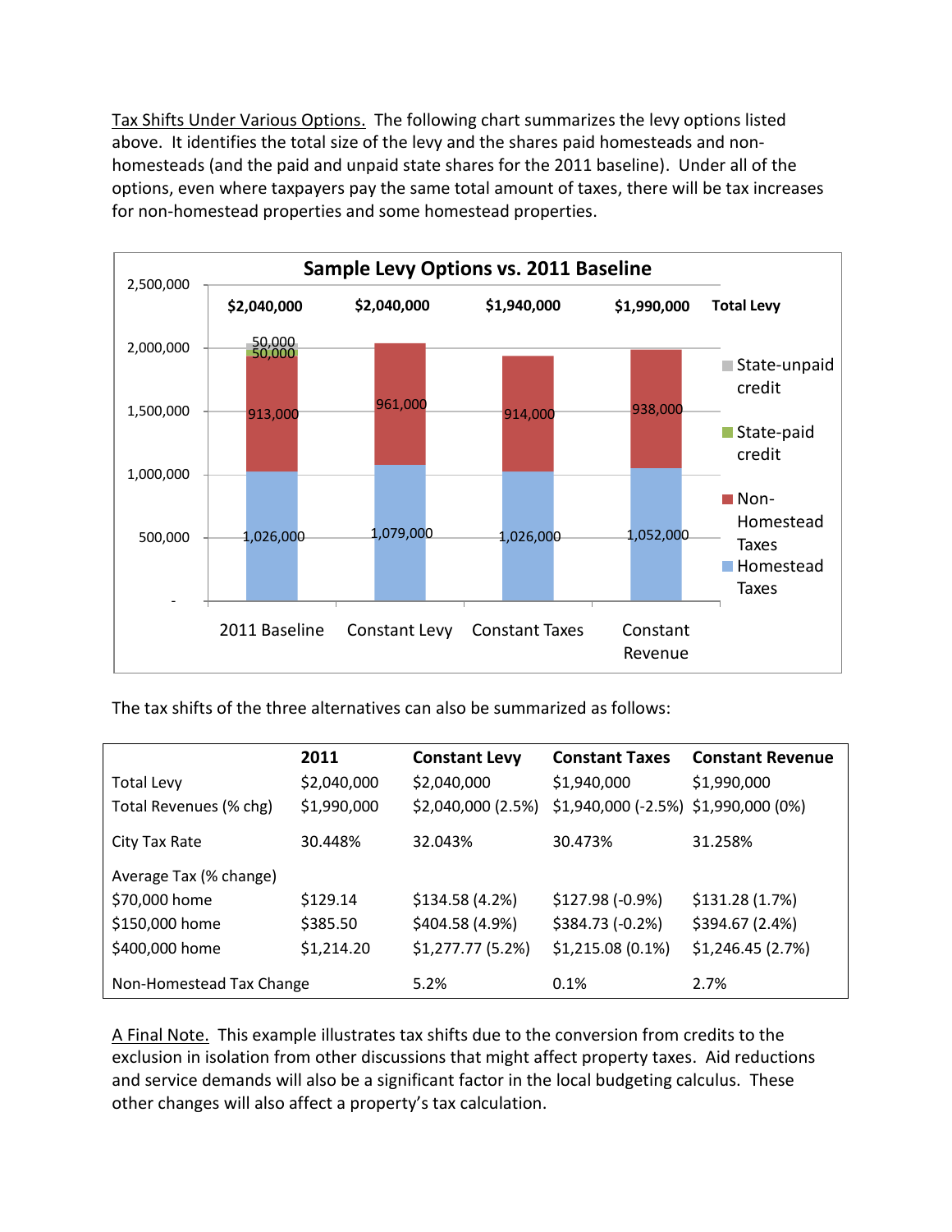Tax Shifts Under Various Options. The following chart summarizes the levy options listed above. It identifies the total size of the levy and the shares paid homesteads and non-homesteads (and the paid and unpaid state shares for the 2011 baseline). Under all of the options, even where taxpayers pay the same total amount of taxes, there will be tax increases for non-homestead properties and some homestead properties.

Sample Levy Options vs. 2011 Baseline

2,500,000
2,000,000
1,500,000
1,000,000
500,000
-

$2,040,000 $2,040,000 $1,940,000 $1,990,000 Total Levy

50,000
50,000
913,000
1,026,000

961,000
1,079,000

914,000
1,026,000

938,000
1,052,000

2011 Baseline
Constant Levy
Constant Taxes
Constant Revenue

State-unpaid credit
State-paid credit
Non-Homestead Taxes
Homestead Taxes

The tax shifts of the three alternatives can also be summarized as follows:

| | 2011 | Constant Levy | Constant Taxes | Constant Revenue |
|---|---|---|---|---|
| Total Levy | $2,040,000 | $2,040,000 | $1,940,000 | $1,990,000 |
| Total Revenues (% chg) | $1,990,000 | $2,040,000 (2.5%) | $1,940,000 (-2.5%) | $1,990,000 (0%) |
| City Tax Rate | 30.448% | 32.043% | 30.473% | 31.258% |
| Average Tax (% change) | | | | |
| $70,000 home | $129.14 | $134.58 (4.2%) | $127.98 (-0.9%) | $131.28 (1.7%) |
| $150,000 home | $385.50 | $404.58 (4.9%) | $384.73 (-0.2%) | $394.67 (2.4%) |
| $400,000 home | $1,214.20 | $1,277.77 (5.2%) | $1,215.08 (0.1%) | $1,246.45 (2.7%) |
| Non-Homestead Tax Change | | 5.2% | 0.1% | 2.7% |

A Final Note. This example illustrates tax shifts due to the conversion from credits to the exclusion in isolation from other discussions that might affect property taxes. Aid reductions and service demands will also be a significant factor in the local budgeting calculus. These other changes will also affect a property's tax calculation.